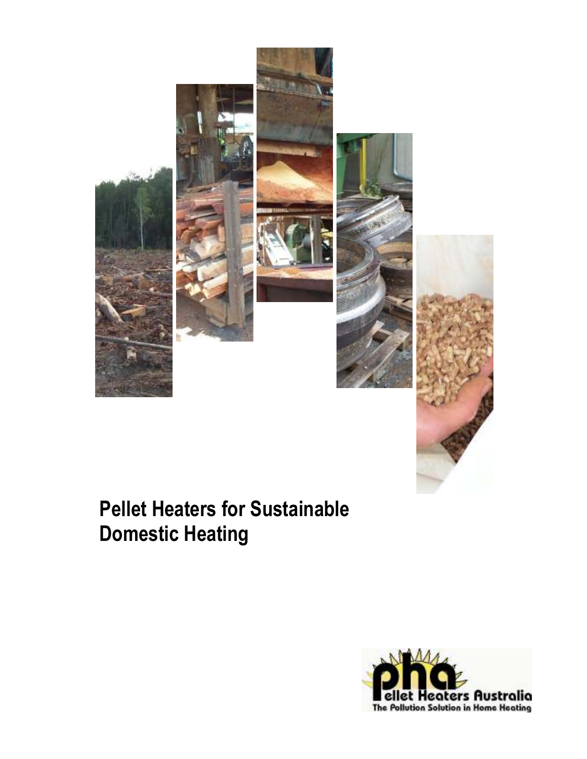# Pellet Heaters for Sustainable Domestic Heating

Pellet Heaters Australia
The Pollution Solution in Home Heating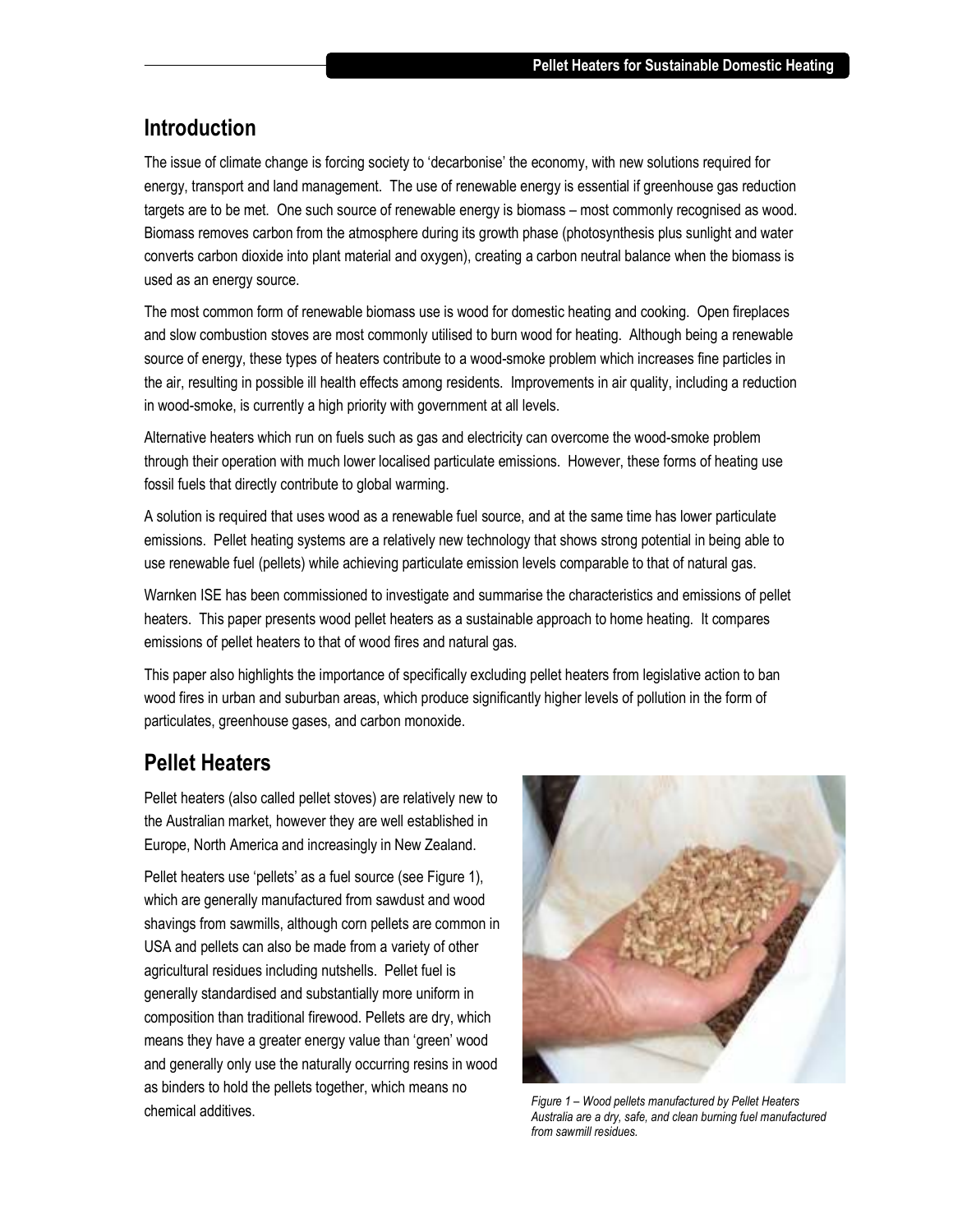## Introduction

The issue of climate change is forcing society to 'decarbonise' the economy, with new solutions required for energy, transport and land management. The use of renewable energy is essential if greenhouse gas reduction targets are to be met. One such source of renewable energy is biomass – most commonly recognised as wood. Biomass removes carbon from the atmosphere during its growth phase (photosynthesis plus sunlight and water converts carbon dioxide into plant material and oxygen), creating a carbon neutral balance when the biomass is used as an energy source.

The most common form of renewable biomass use is wood for domestic heating and cooking. Open fireplaces and slow combustion stoves are most commonly utilised to burn wood for heating. Although being a renewable source of energy, these types of heaters contribute to a wood-smoke problem which increases fine particles in the air, resulting in possible ill health effects among residents. Improvements in air quality, including a reduction in wood-smoke, is currently a high priority with government at all levels.

Alternative heaters which run on fuels such as gas and electricity can overcome the wood-smoke problem through their operation with much lower localised particulate emissions. However, these forms of heating use fossil fuels that directly contribute to global warming.

A solution is required that uses wood as a renewable fuel source, and at the same time has lower particulate emissions. Pellet heating systems are a relatively new technology that shows strong potential in being able to use renewable fuel (pellets) while achieving particulate emission levels comparable to that of natural gas.

Warnken ISE has been commissioned to investigate and summarise the characteristics and emissions of pellet heaters. This paper presents wood pellet heaters as a sustainable approach to home heating. It compares emissions of pellet heaters to that of wood fires and natural gas.

This paper also highlights the importance of specifically excluding pellet heaters from legislative action to ban wood fires in urban and suburban areas, which produce significantly higher levels of pollution in the form of particulates, greenhouse gases, and carbon monoxide.

## Pellet Heaters

Pellet heaters (also called pellet stoves) are relatively new to the Australian market, however they are well established in Europe, North America and increasingly in New Zealand.

Pellet heaters use 'pellets' as a fuel source (see Figure 1), which are generally manufactured from sawdust and wood shavings from sawmills, although corn pellets are common in USA and pellets can also be made from a variety of other agricultural residues including nutshells. Pellet fuel is generally standardised and substantially more uniform in composition than traditional firewood. Pellets are dry, which means they have a greater energy value than 'green' wood and generally only use the naturally occurring resins in wood as binders to hold the pellets together, which means no chemical additives.

*Figure 1 – Wood pellets manufactured by Pellet Heaters Australia are a dry, safe, and clean burning fuel manufactured from sawmill residues.*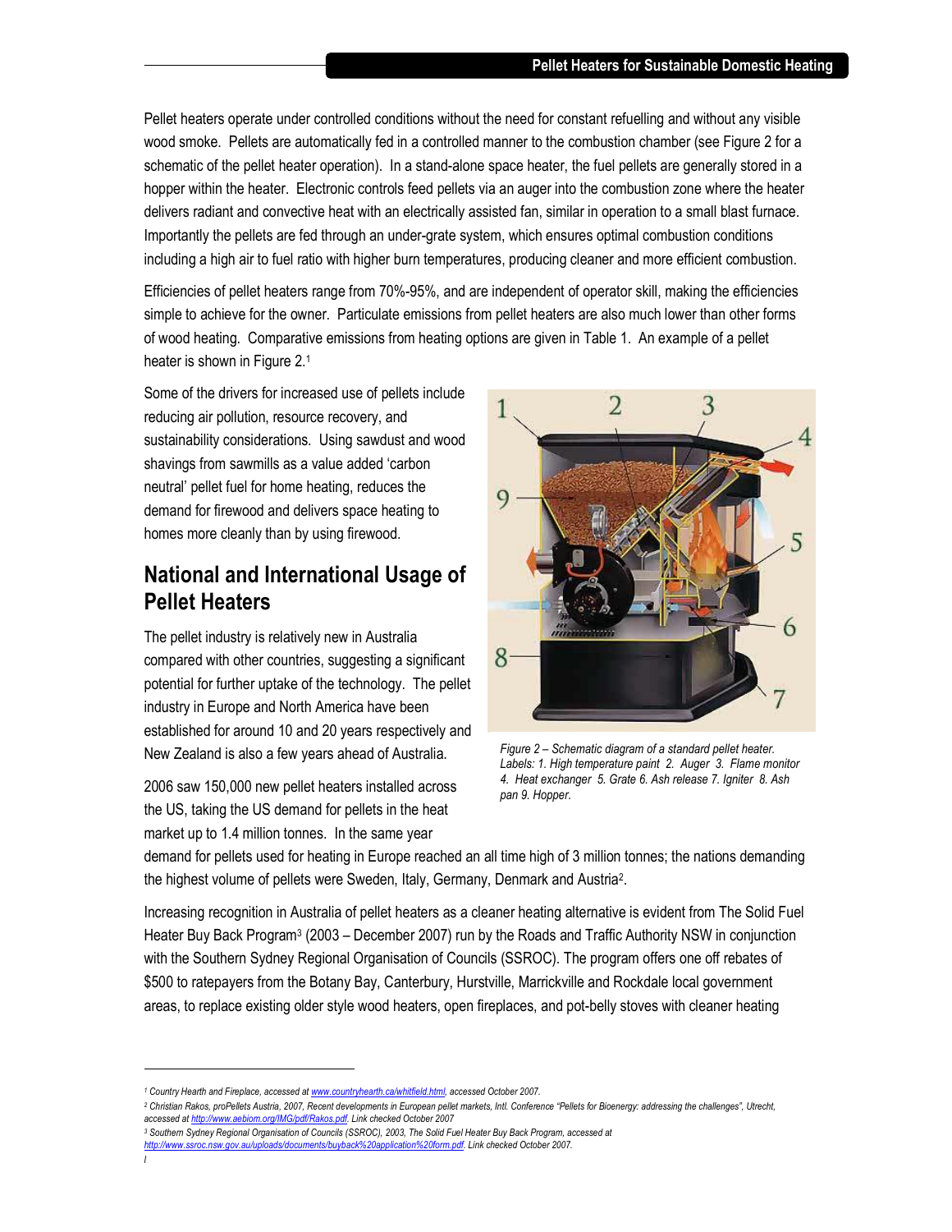Pellet heaters operate under controlled conditions without the need for constant refuelling and without any visible wood smoke. Pellets are automatically fed in a controlled manner to the combustion chamber (see Figure 2 for a schematic of the pellet heater operation). In a stand-alone space heater, the fuel pellets are generally stored in a hopper within the heater. Electronic controls feed pellets via an auger into the combustion zone where the heater delivers radiant and convective heat with an electrically assisted fan, similar in operation to a small blast furnace. Importantly the pellets are fed through an under-grate system, which ensures optimal combustion conditions including a high air to fuel ratio with higher burn temperatures, producing cleaner and more efficient combustion.

Efficiencies of pellet heaters range from 70%-95%, and are independent of operator skill, making the efficiencies simple to achieve for the owner. Particulate emissions from pellet heaters are also much lower than other forms of wood heating. Comparative emissions from heating options are given in Table 1. An example of a pellet heater is shown in Figure 2.[1]

Some of the drivers for increased use of pellets include reducing air pollution, resource recovery, and sustainability considerations. Using sawdust and wood shavings from sawmills as a value added 'carbon neutral' pellet fuel for home heating, reduces the demand for firewood and delivers space heating to homes more cleanly than by using firewood.

*Figure 2 – Schematic diagram of a standard pellet heater. Labels: 1. High temperature paint 2. Auger 3. Flame monitor 4. Heat exchanger 5. Grate 6. Ash release 7. Igniter 8. Ash pan 9. Hopper.*

## National and International Usage of Pellet Heaters

The pellet industry is relatively new in Australia compared with other countries, suggesting a significant potential for further uptake of the technology. The pellet industry in Europe and North America have been established for around 10 and 20 years respectively and New Zealand is also a few years ahead of Australia.

2006 saw 150,000 new pellet heaters installed across the US, taking the US demand for pellets in the heat market up to 1.4 million tonnes. In the same year demand for pellets used for heating in Europe reached an all time high of 3 million tonnes; the nations demanding the highest volume of pellets were Sweden, Italy, Germany, Denmark and Austria[2].

Increasing recognition in Australia of pellet heaters as a cleaner heating alternative is evident from The Solid Fuel Heater Buy Back Program[3] (2003 – December 2007) run by the Roads and Traffic Authority NSW in conjunction with the Southern Sydney Regional Organisation of Councils (SSROC). The program offers one off rebates of $500 to ratepayers from the Botany Bay, Canterbury, Hurstville, Marrickville and Rockdale local government areas, to replace existing older style wood heaters, open fireplaces, and pot-belly stoves with cleaner heating

---

[1] Country Hearth and Fireplace, accessed at www.countryhearth.ca/whitfield.html, accessed October 2007.

[2] Christian Rakos, proPellets Austria, 2007, Recent developments in European pellet markets, Intl. Conference "Pellets for Bioenergy: addressing the challenges", Utrecht, accessed at http://www.aebiom.org/IMG/pdf/Rakos.pdf. Link checked October 2007

[3] Southern Sydney Regional Organisation of Councils (SSROC), 2003, The Solid Fuel Heater Buy Back Program, accessed at http://www.ssroc.nsw.gov.au/uploads/documents/buyback%20application%20form.pdf. Link checked October 2007.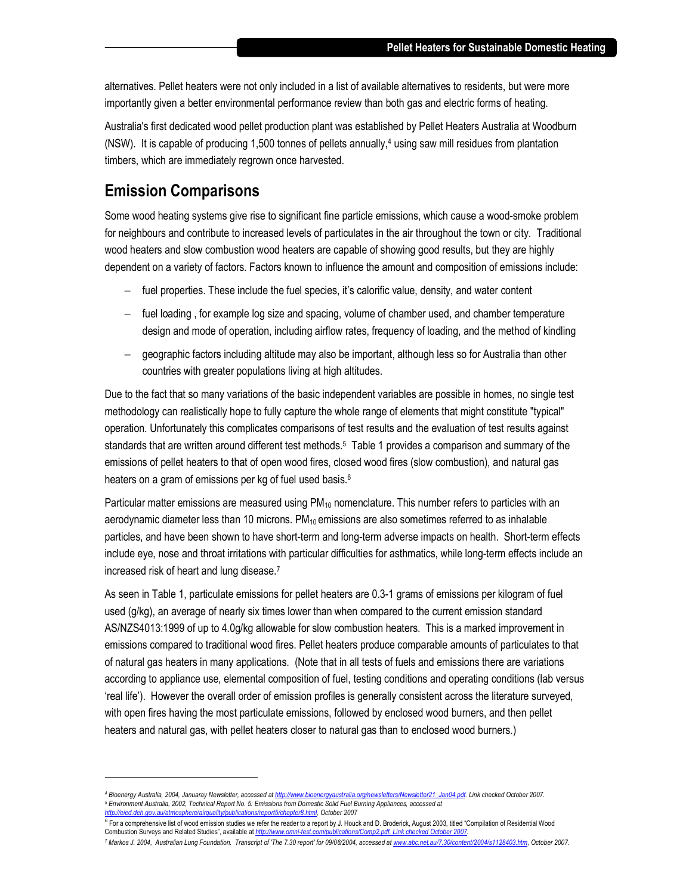alternatives. Pellet heaters were not only included in a list of available alternatives to residents, but were more importantly given a better environmental performance review than both gas and electric forms of heating.

Australia's first dedicated wood pellet production plant was established by Pellet Heaters Australia at Woodburn (NSW). It is capable of producing 1,500 tonnes of pellets annually,[4] using saw mill residues from plantation timbers, which are immediately regrown once harvested.

## Emission Comparisons

Some wood heating systems give rise to significant fine particle emissions, which cause a wood-smoke problem for neighbours and contribute to increased levels of particulates in the air throughout the town or city. Traditional wood heaters and slow combustion wood heaters are capable of showing good results, but they are highly dependent on a variety of factors. Factors known to influence the amount and composition of emissions include:

- fuel properties. These include the fuel species, it's calorific value, density, and water content
- fuel loading , for example log size and spacing, volume of chamber used, and chamber temperature design and mode of operation, including airflow rates, frequency of loading, and the method of kindling
- geographic factors including altitude may also be important, although less so for Australia than other countries with greater populations living at high altitudes.

Due to the fact that so many variations of the basic independent variables are possible in homes, no single test methodology can realistically hope to fully capture the whole range of elements that might constitute "typical" operation. Unfortunately this complicates comparisons of test results and the evaluation of test results against standards that are written around different test methods.[5] Table 1 provides a comparison and summary of the emissions of pellet heaters to that of open wood fires, closed wood fires (slow combustion), and natural gas heaters on a gram of emissions per kg of fuel used basis.[6]

Particular matter emissions are measured using $PM_{10}$ nomenclature. This number refers to particles with an aerodynamic diameter less than 10 microns. $PM_{10}$ emissions are also sometimes referred to as inhalable particles, and have been shown to have short-term and long-term adverse impacts on health. Short-term effects include eye, nose and throat irritations with particular difficulties for asthmatics, while long-term effects include an increased risk of heart and lung disease.[7]

As seen in Table 1, particulate emissions for pellet heaters are 0.3-1 grams of emissions per kilogram of fuel used (g/kg), an average of nearly six times lower than when compared to the current emission standard AS/NZS4013:1999 of up to 4.0g/kg allowable for slow combustion heaters. This is a marked improvement in emissions compared to traditional wood fires. Pellet heaters produce comparable amounts of particulates to that of natural gas heaters in many applications. (Note that in all tests of fuels and emissions there are variations according to appliance use, elemental composition of fuel, testing conditions and operating conditions (lab versus 'real life'). However the overall order of emission profiles is generally consistent across the literature surveyed, with open fires having the most particulate emissions, followed by enclosed wood burners, and then pellet heaters and natural gas, with pellet heaters closer to natural gas than to enclosed wood burners.)

---

[4] *Bioenergy Australia, 2004, Januaray Newsletter, accessed at http://www.bioenergyaustralia.org/newsletters/Newsletter21_Jan04.pdf. Link checked October 2007.*

[5] *Environment Australia, 2002, Technical Report No. 5: Emissions from Domestic Solid Fuel Burning Appliances, accessed at http://eied.deh.gov.au/atmosphere/airquality/publications/report5/chapter8.html, October 2007*

[6] For a comprehensive list of wood emission studies we refer the reader to a report by J. Houck and D. Broderick, August 2003, titled "Compilation of Residential Wood Combustion Surveys and Related Studies", available at *http://www.omni-test.com/publications/Comp2.pdf. Link checked October 2007.*

[7] *Markos J. 2004, Australian Lung Foundation. Transcript of 'The 7.30 report' for 09/06/2004, accessed at www.abc.net.au/7.30/content/2004/s1128403.htm, October 2007.*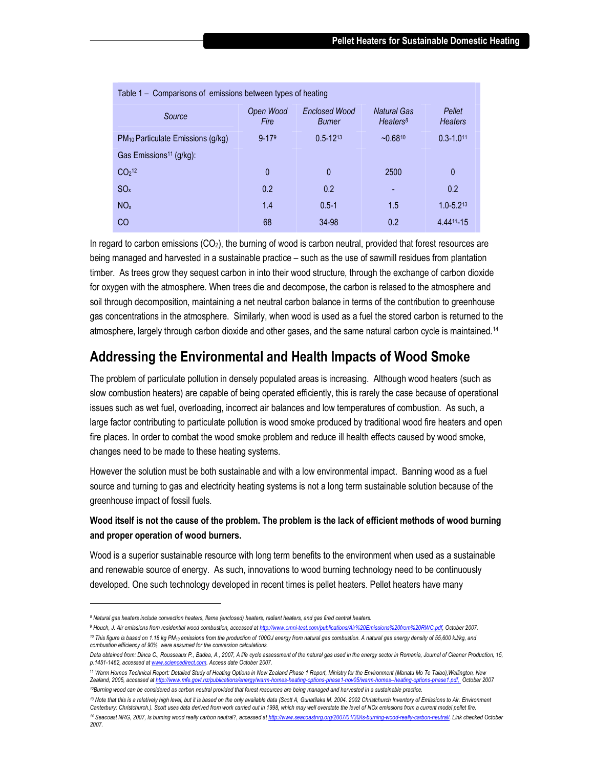Table 1 – Comparisons of emissions between types of heating

| Source | Open Wood Fire | Enclosed Wood Burner | Natural Gas Heaters[8] | Pellet Heaters |
|---|---|---|---|---|
| $PM_{10}$ Particulate Emissions (g/kg) | 9-17[9] | 0.5-12[13] | ~0.68[10] | 0.3-1.0[11] |
| Gas Emissions[11] (g/kg): | | | | |
| $CO_2$[12] | 0 | 0 | 2500 | 0 |
| $SO_x$ | 0.2 | 0.2 | - | 0.2 |
| $NO_x$ | 1.4 | 0.5-1 | 1.5 | 1.0-5.2[13] |
| CO | 68 | 34-98 | 0.2 | 4.44[11]-15 |

In regard to carbon emissions ($CO_2$), the burning of wood is carbon neutral, provided that forest resources are being managed and harvested in a sustainable practice – such as the use of sawmill residues from plantation timber. As trees grow they sequest carbon in into their wood structure, through the exchange of carbon dioxide for oxygen with the atmosphere. When trees die and decompose, the carbon is relased to the atmosphere and soil through decomposition, maintaining a net neutral carbon balance in terms of the contribution to greenhouse gas concentrations in the atmosphere. Similarly, when wood is used as a fuel the stored carbon is returned to the atmosphere, largely through carbon dioxide and other gases, and the same natural carbon cycle is maintained.[14]

## Addressing the Environmental and Health Impacts of Wood Smoke

The problem of particulate pollution in densely populated areas is increasing. Although wood heaters (such as slow combustion heaters) are capable of being operated efficiently, this is rarely the case because of operational issues such as wet fuel, overloading, incorrect air balances and low temperatures of combustion. As such, a large factor contributing to particulate pollution is wood smoke produced by traditional wood fire heaters and open fire places. In order to combat the wood smoke problem and reduce ill health effects caused by wood smoke, changes need to be made to these heating systems.

However the solution must be both sustainable and with a low environmental impact. Banning wood as a fuel source and turning to gas and electricity heating systems is not a long term sustainable solution because of the greenhouse impact of fossil fuels.

**Wood itself is not the cause of the problem. The problem is the lack of efficient methods of wood burning and proper operation of wood burners.**

Wood is a superior sustainable resource with long term benefits to the environment when used as a sustainable and renewable source of energy. As such, innovations to wood burning technology need to be continuously developed. One such technology developed in recent times is pellet heaters. Pellet heaters have many

---

[8] *Natural gas heaters include convection heaters, flame (enclosed) heaters, radiant heaters, and gas fired central heaters.*

[9] *Houch, J. Air emissions from residential wood combustion, accessed at http://www.omni-test.com/publications/Air%20Emissions%20from%20RWC.pdf, October 2007.*

[10] *This figure is based on 1.18 kg $PM_{10}$ emissions from the production of 100GJ energy from natural gas combustion. A natural gas energy density of 55,600 kJ/kg, and combustion efficiency of 90% were assumed for the conversion calculations.*

*Data obtained from: Dinca C., Rousseaux P., Badea, A., 2007, A life cycle assessment of the natural gas used in the energy sector in Romania, Journal of Cleaner Production, 15, p.1451-1462, accessed at www.sciencedirect.com. Access date October 2007.*

[11] *Warm Homes Technical Report: Detailed Study of Heating Options in New Zealand Phase 1 Report, Ministry for the Environment (Manatu Mo Te Taiao),Wellington, New Zealand, 2005, accessed at http://www.mfe.govt.nz/publications/energy/warm-homes-heating-options-phase1-nov05/warm-homes--heating-options-phase1.pdf, October 2007*

[12] *Burning wood can be considered as carbon neutral provided that forest resources are being managed and harvested in a sustainable practice.*

[13] *Note that this is a relatively high level, but it is based on the only available data (Scott A, Gunatilaka M. 2004. 2002 Christchurch Inventory of Emissions to Air. Environment Canterbury: Christchurch.). Scott uses data derived from work carried out in 1998, which may well overstate the level of NOx emissions from a current model pellet fire.*

[14] *Seacoast NRG, 2007, Is burning wood really carbon neutral?, accessed at http://www.seacoastnrg.org/2007/01/30/is-burning-wood-really-carbon-neutral/. Link checked October 2007.*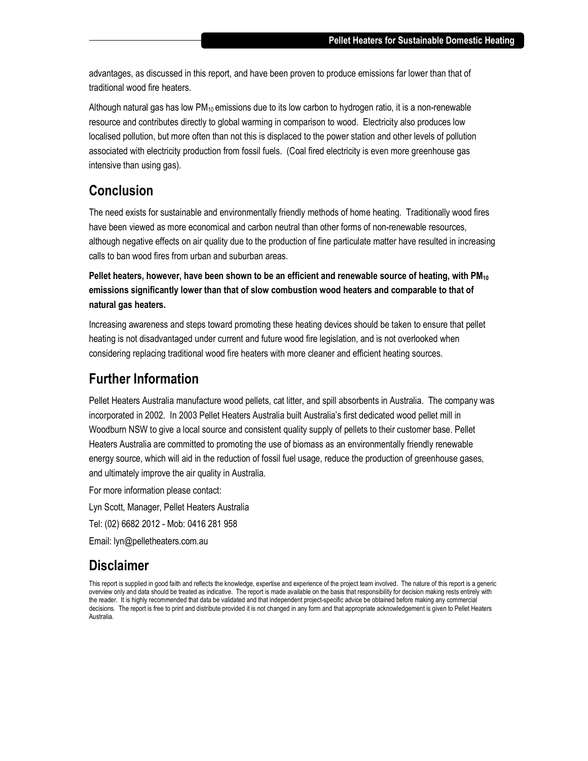advantages, as discussed in this report, and have been proven to produce emissions far lower than that of traditional wood fire heaters.

Although natural gas has low $PM_{10}$ emissions due to its low carbon to hydrogen ratio, it is a non-renewable resource and contributes directly to global warming in comparison to wood. Electricity also produces low localised pollution, but more often than not this is displaced to the power station and other levels of pollution associated with electricity production from fossil fuels. (Coal fired electricity is even more greenhouse gas intensive than using gas).

## Conclusion

The need exists for sustainable and environmentally friendly methods of home heating. Traditionally wood fires have been viewed as more economical and carbon neutral than other forms of non-renewable resources, although negative effects on air quality due to the production of fine particulate matter have resulted in increasing calls to ban wood fires from urban and suburban areas.

**Pellet heaters, however, have been shown to be an efficient and renewable source of heating, with $PM_{10}$ emissions significantly lower than that of slow combustion wood heaters and comparable to that of natural gas heaters.**

Increasing awareness and steps toward promoting these heating devices should be taken to ensure that pellet heating is not disadvantaged under current and future wood fire legislation, and is not overlooked when considering replacing traditional wood fire heaters with more cleaner and efficient heating sources.

## Further Information

Pellet Heaters Australia manufacture wood pellets, cat litter, and spill absorbents in Australia. The company was incorporated in 2002. In 2003 Pellet Heaters Australia built Australia's first dedicated wood pellet mill in Woodburn NSW to give a local source and consistent quality supply of pellets to their customer base. Pellet Heaters Australia are committed to promoting the use of biomass as an environmentally friendly renewable energy source, which will aid in the reduction of fossil fuel usage, reduce the production of greenhouse gases, and ultimately improve the air quality in Australia.

For more information please contact:

Lyn Scott, Manager, Pellet Heaters Australia

Tel: (02) 6682 2012 - Mob: 0416 281 958

Email: lyn@pelletheaters.com.au

## Disclaimer

This report is supplied in good faith and reflects the knowledge, expertise and experience of the project team involved. The nature of this report is a generic overview only and data should be treated as indicative. The report is made available on the basis that responsibility for decision making rests entirely with the reader. It is highly recommended that data be validated and that independent project-specific advice be obtained before making any commercial decisions. The report is free to print and distribute provided it is not changed in any form and that appropriate acknowledgement is given to Pellet Heaters Australia.